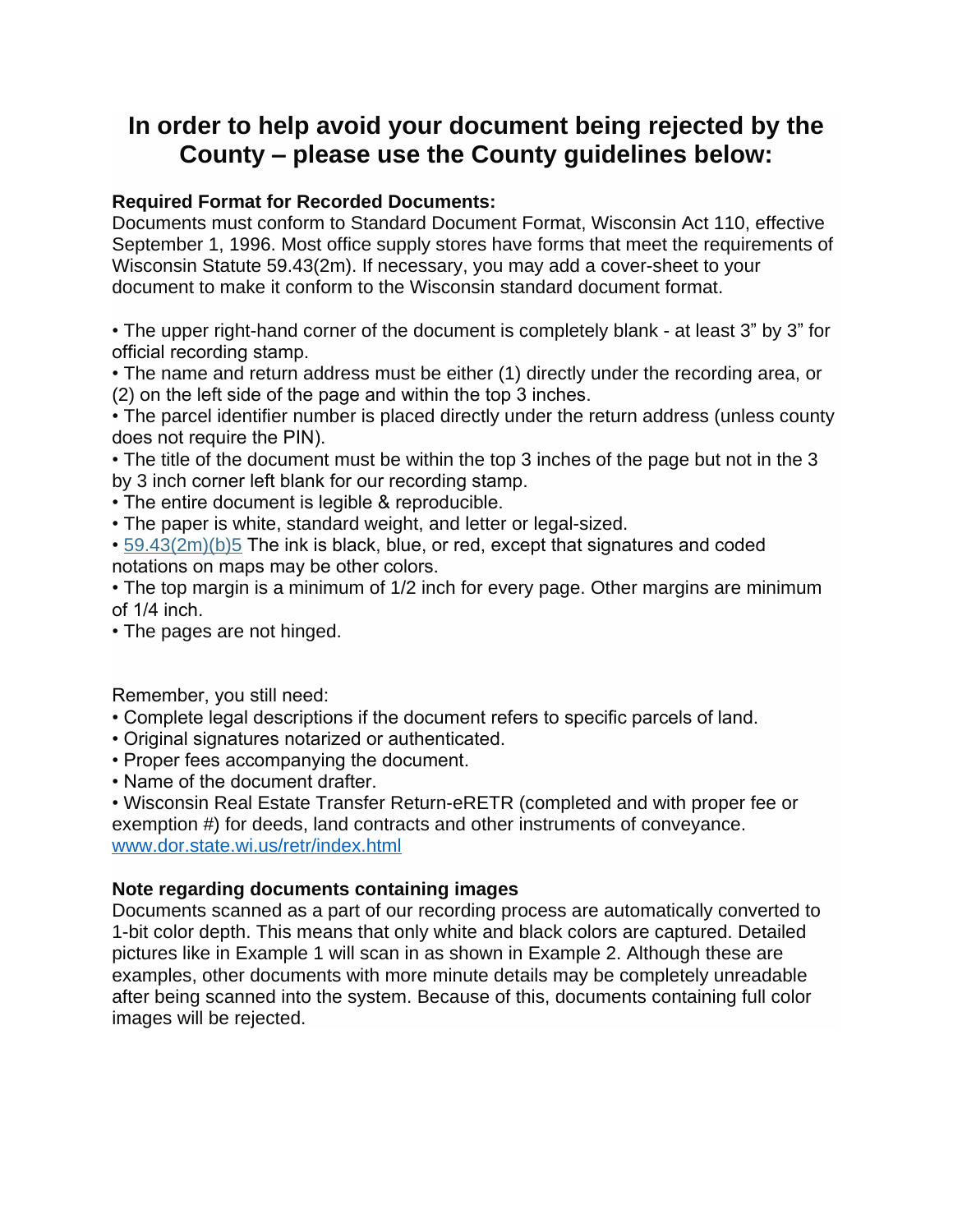# In order to help avoid your document being rejected by the County – please use the County guidelines below:

**Required Format for Recorded Documents:**
Documents must conform to Standard Document Format, Wisconsin Act 110, effective September 1, 1996. Most office supply stores have forms that meet the requirements of Wisconsin Statute 59.43(2m). If necessary, you may add a cover-sheet to your document to make it conform to the Wisconsin standard document format.

- The upper right-hand corner of the document is completely blank - at least 3" by 3" for official recording stamp.
- The name and return address must be either (1) directly under the recording area, or (2) on the left side of the page and within the top 3 inches.
- The parcel identifier number is placed directly under the return address (unless county does not require the PIN).
- The title of the document must be within the top 3 inches of the page but not in the 3 by 3 inch corner left blank for our recording stamp.
- The entire document is legible & reproducible.
- The paper is white, standard weight, and letter or legal-sized.
- 59.43(2m)(b)5 The ink is black, blue, or red, except that signatures and coded notations on maps may be other colors.
- The top margin is a minimum of 1/2 inch for every page. Other margins are minimum of 1/4 inch.
- The pages are not hinged.

Remember, you still need:
- Complete legal descriptions if the document refers to specific parcels of land.
- Original signatures notarized or authenticated.
- Proper fees accompanying the document.
- Name of the document drafter.
- Wisconsin Real Estate Transfer Return-eRETR (completed and with proper fee or exemption #) for deeds, land contracts and other instruments of conveyance. www.dor.state.wi.us/retr/index.html

**Note regarding documents containing images**
Documents scanned as a part of our recording process are automatically converted to 1-bit color depth. This means that only white and black colors are captured. Detailed pictures like in Example 1 will scan in as shown in Example 2. Although these are examples, other documents with more minute details may be completely unreadable after being scanned into the system. Because of this, documents containing full color images will be rejected.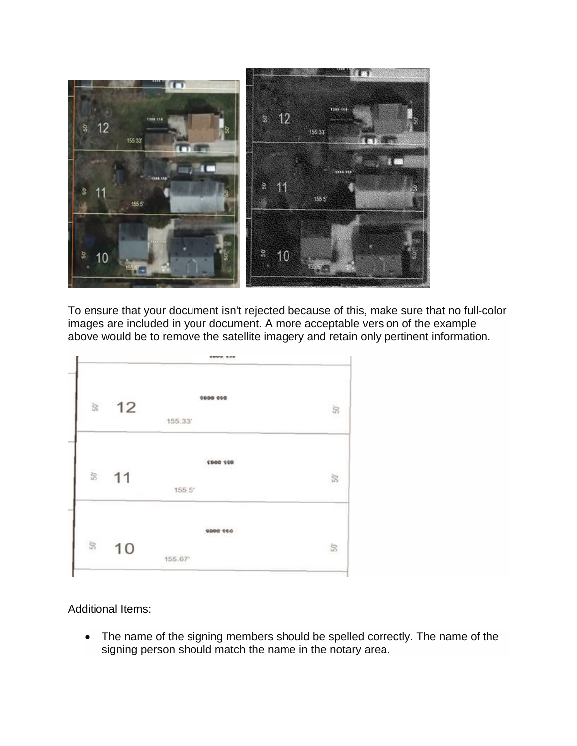To ensure that your document isn't rejected because of this, make sure that no full-color images are included in your document. A more acceptable version of the example above would be to remove the satellite imagery and retain only pertinent information.

Additional Items:

- The name of the signing members should be spelled correctly. The name of the signing person should match the name in the notary area.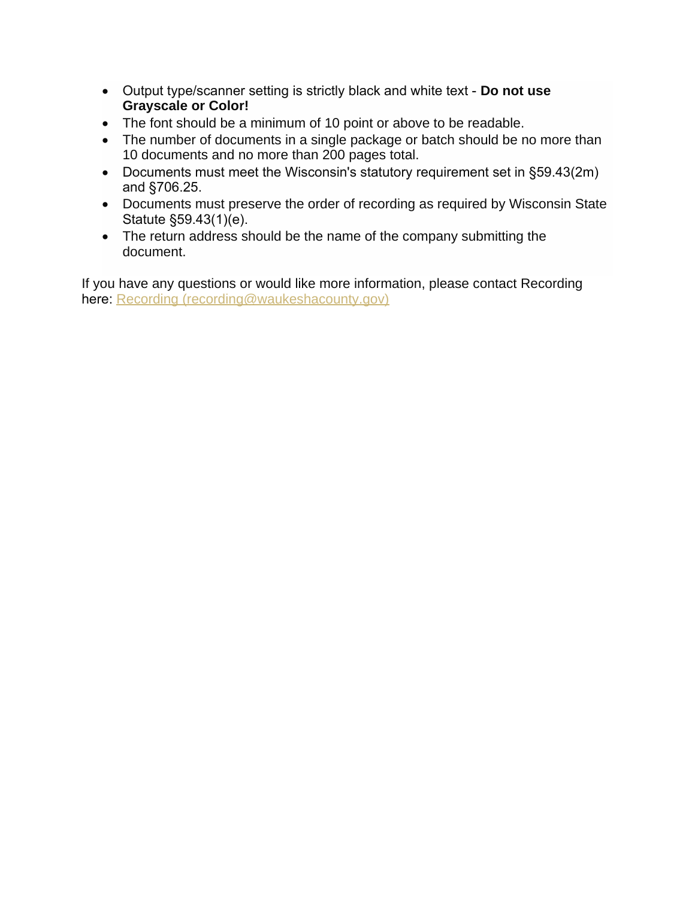- Output type/scanner setting is strictly black and white text - **Do not use Grayscale or Color!**
- The font should be a minimum of 10 point or above to be readable.
- The number of documents in a single package or batch should be no more than 10 documents and no more than 200 pages total.
- Documents must meet the Wisconsin's statutory requirement set in §59.43(2m) and §706.25.
- Documents must preserve the order of recording as required by Wisconsin State Statute §59.43(1)(e).
- The return address should be the name of the company submitting the document.

If you have any questions or would like more information, please contact Recording here: [Recording (recording@waukeshacounty.gov)](mailto:recording@waukeshacounty.gov)